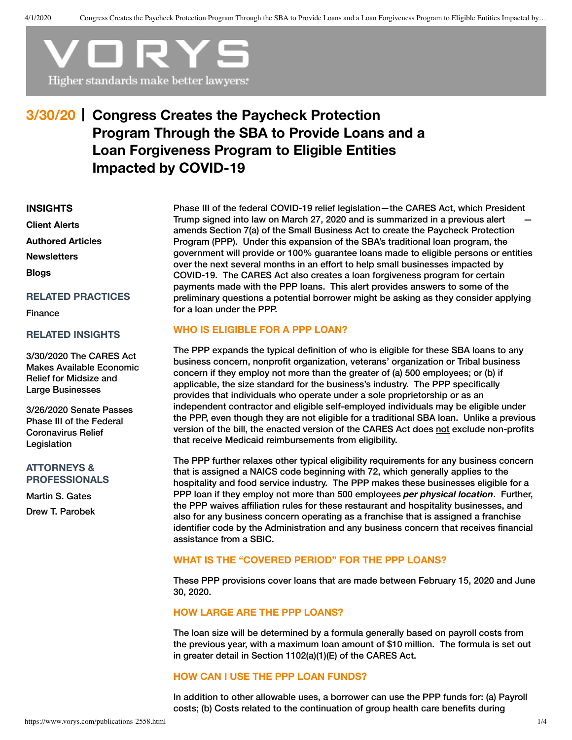VORYS

Higher standards make better lawyers.

# 3/30/20 | Congress Creates the Paycheck Protection Program Through the SBA to Provide Loans and a Loan Forgiveness Program to Eligible Entities Impacted by COVID-19

**INSIGHTS**

**Client Alerts**

**Authored Articles**

**Newsletters**

**Blogs**

**RELATED PRACTICES**

Finance

**RELATED INSIGHTS**

3/30/2020 The CARES Act Makes Available Economic Relief for Midsize and Large Businesses

3/26/2020 Senate Passes Phase III of the Federal Coronavirus Relief Legislation

**ATTORNEYS & PROFESSIONALS**

Martin S. Gates

Drew T. Parobek

Phase III of the federal COVID-19 relief legislation—the CARES Act, which President Trump signed into law on March 27, 2020 and is summarized in a previous alert —amends Section 7(a) of the Small Business Act to create the Paycheck Protection Program (PPP). Under this expansion of the SBA's traditional loan program, the government will provide or 100% guarantee loans made to eligible persons or entities over the next several months in an effort to help small businesses impacted by COVID-19. The CARES Act also creates a loan forgiveness program for certain payments made with the PPP loans. This alert provides answers to some of the preliminary questions a potential borrower might be asking as they consider applying for a loan under the PPP.

## WHO IS ELIGIBLE FOR A PPP LOAN?

The PPP expands the typical definition of who is eligible for these SBA loans to any business concern, nonprofit organization, veterans' organization or Tribal business concern if they employ not more than the greater of (a) 500 employees; or (b) if applicable, the size standard for the business's industry. The PPP specifically provides that individuals who operate under a sole proprietorship or as an independent contractor and eligible self-employed individuals may be eligible under the PPP, even though they are not eligible for a traditional SBA loan. Unlike a previous version of the bill, the enacted version of the CARES Act does not exclude non-profits that receive Medicaid reimbursements from eligibility.

The PPP further relaxes other typical eligibility requirements for any business concern that is assigned a NAICS code beginning with 72, which generally applies to the hospitality and food service industry. The PPP makes these businesses eligible for a PPP loan if they employ not more than 500 employees ***per physical location***. Further, the PPP waives affiliation rules for these restaurant and hospitality businesses, and also for any business concern operating as a franchise that is assigned a franchise identifier code by the Administration and any business concern that receives financial assistance from a SBIC.

## WHAT IS THE "COVERED PERIOD" FOR THE PPP LOANS?

These PPP provisions cover loans that are made between February 15, 2020 and June 30, 2020.

## HOW LARGE ARE THE PPP LOANS?

The loan size will be determined by a formula generally based on payroll costs from the previous year, with a maximum loan amount of $10 million. The formula is set out in greater detail in Section 1102(a)(1)(E) of the CARES Act.

## HOW CAN I USE THE PPP LOAN FUNDS?

In addition to other allowable uses, a borrower can use the PPP funds for: (a) Payroll costs; (b) Costs related to the continuation of group health care benefits during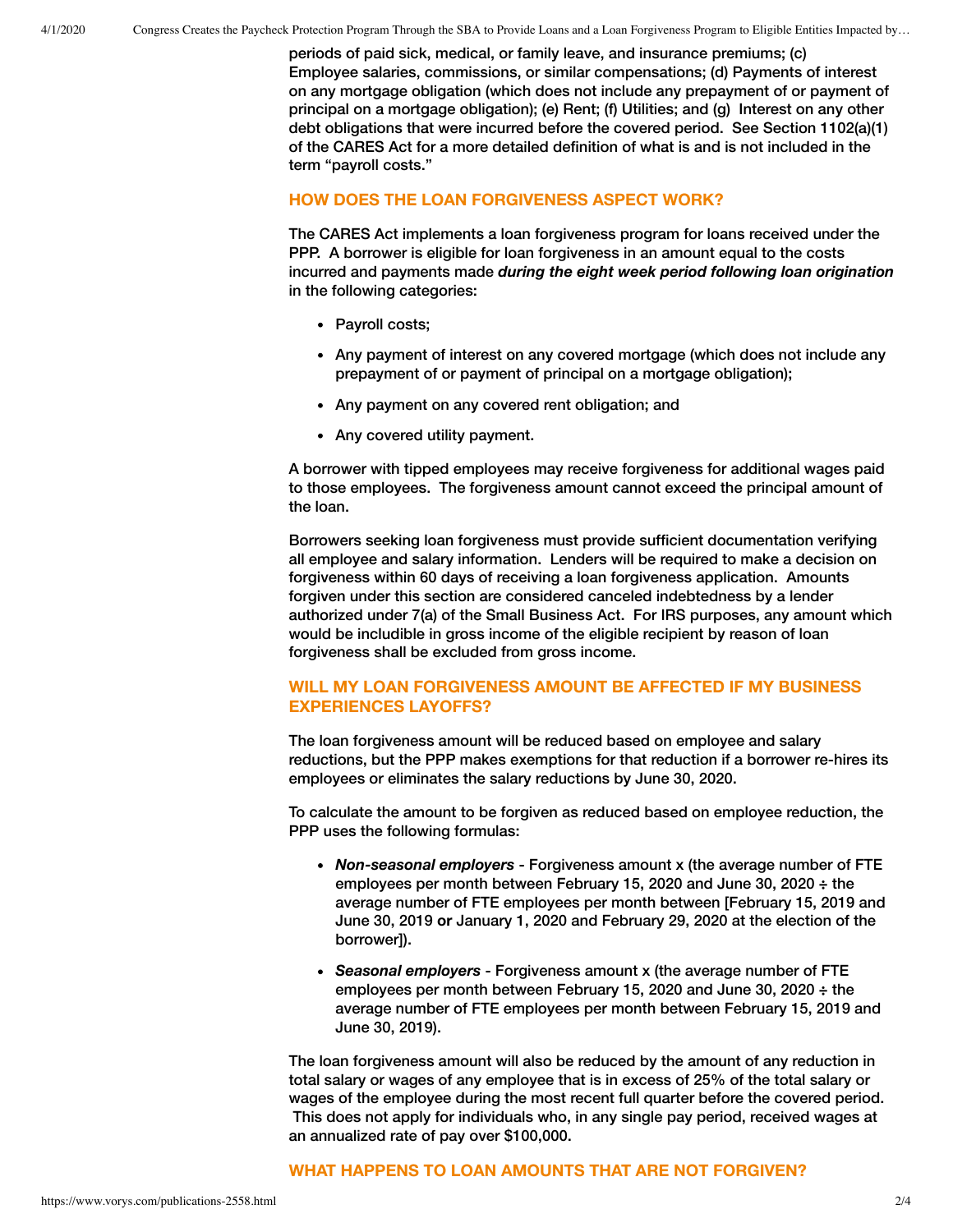periods of paid sick, medical, or family leave, and insurance premiums; (c) Employee salaries, commissions, or similar compensations; (d) Payments of interest on any mortgage obligation (which does not include any prepayment of or payment of principal on a mortgage obligation); (e) Rent; (f) Utilities; and (g) Interest on any other debt obligations that were incurred before the covered period. See Section 1102(a)(1) of the CARES Act for a more detailed definition of what is and is not included in the term "payroll costs."

## HOW DOES THE LOAN FORGIVENESS ASPECT WORK?

The CARES Act implements a loan forgiveness program for loans received under the PPP. A borrower is eligible for loan forgiveness in an amount equal to the costs incurred and payments made ***during the eight week period following loan origination*** in the following categories:

- Payroll costs;
- Any payment of interest on any covered mortgage (which does not include any prepayment of or payment of principal on a mortgage obligation);
- Any payment on any covered rent obligation; and
- Any covered utility payment.

A borrower with tipped employees may receive forgiveness for additional wages paid to those employees. The forgiveness amount cannot exceed the principal amount of the loan.

Borrowers seeking loan forgiveness must provide sufficient documentation verifying all employee and salary information. Lenders will be required to make a decision on forgiveness within 60 days of receiving a loan forgiveness application. Amounts forgiven under this section are considered canceled indebtedness by a lender authorized under 7(a) of the Small Business Act. For IRS purposes, any amount which would be includible in gross income of the eligible recipient by reason of loan forgiveness shall be excluded from gross income.

## WILL MY LOAN FORGIVENESS AMOUNT BE AFFECTED IF MY BUSINESS EXPERIENCES LAYOFFS?

The loan forgiveness amount will be reduced based on employee and salary reductions, but the PPP makes exemptions for that reduction if a borrower re-hires its employees or eliminates the salary reductions by June 30, 2020.

To calculate the amount to be forgiven as reduced based on employee reduction, the PPP uses the following formulas:

- ***Non-seasonal employers*** - Forgiveness amount x (the average number of FTE employees per month between February 15, 2020 and June 30, 2020 ÷ the average number of FTE employees per month between [February 15, 2019 and June 30, 2019 **or** January 1, 2020 and February 29, 2020 at the election of the borrower]).
- ***Seasonal employers*** - Forgiveness amount x (the average number of FTE employees per month between February 15, 2020 and June 30, 2020 ÷ the average number of FTE employees per month between February 15, 2019 and June 30, 2019).

The loan forgiveness amount will also be reduced by the amount of any reduction in total salary or wages of any employee that is in excess of 25% of the total salary or wages of the employee during the most recent full quarter before the covered period. This does not apply for individuals who, in any single pay period, received wages at an annualized rate of pay over $100,000.

## WHAT HAPPENS TO LOAN AMOUNTS THAT ARE NOT FORGIVEN?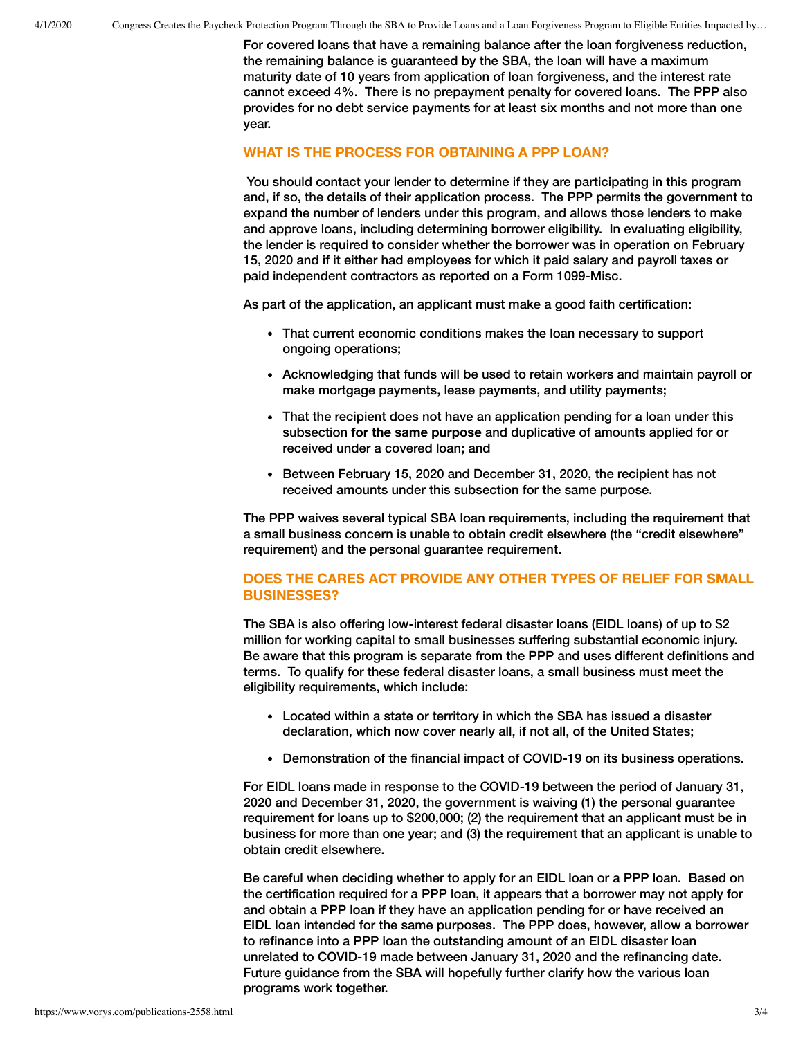For covered loans that have a remaining balance after the loan forgiveness reduction, the remaining balance is guaranteed by the SBA, the loan will have a maximum maturity date of 10 years from application of loan forgiveness, and the interest rate cannot exceed 4%. There is no prepayment penalty for covered loans. The PPP also provides for no debt service payments for at least six months and not more than one year.

## WHAT IS THE PROCESS FOR OBTAINING A PPP LOAN?

You should contact your lender to determine if they are participating in this program and, if so, the details of their application process. The PPP permits the government to expand the number of lenders under this program, and allows those lenders to make and approve loans, including determining borrower eligibility. In evaluating eligibility, the lender is required to consider whether the borrower was in operation on February 15, 2020 and if it either had employees for which it paid salary and payroll taxes or paid independent contractors as reported on a Form 1099-Misc.

As part of the application, an applicant must make a good faith certification:

- That current economic conditions makes the loan necessary to support ongoing operations;
- Acknowledging that funds will be used to retain workers and maintain payroll or make mortgage payments, lease payments, and utility payments;
- That the recipient does not have an application pending for a loan under this subsection **for the same purpose** and duplicative of amounts applied for or received under a covered loan; and
- Between February 15, 2020 and December 31, 2020, the recipient has not received amounts under this subsection for the same purpose.

The PPP waives several typical SBA loan requirements, including the requirement that a small business concern is unable to obtain credit elsewhere (the "credit elsewhere" requirement) and the personal guarantee requirement.

## DOES THE CARES ACT PROVIDE ANY OTHER TYPES OF RELIEF FOR SMALL BUSINESSES?

The SBA is also offering low-interest federal disaster loans (EIDL loans) of up to $2 million for working capital to small businesses suffering substantial economic injury. Be aware that this program is separate from the PPP and uses different definitions and terms. To qualify for these federal disaster loans, a small business must meet the eligibility requirements, which include:

- Located within a state or territory in which the SBA has issued a disaster declaration, which now cover nearly all, if not all, of the United States;
- Demonstration of the financial impact of COVID-19 on its business operations.

For EIDL loans made in response to the COVID-19 between the period of January 31, 2020 and December 31, 2020, the government is waiving (1) the personal guarantee requirement for loans up to $200,000; (2) the requirement that an applicant must be in business for more than one year; and (3) the requirement that an applicant is unable to obtain credit elsewhere.

Be careful when deciding whether to apply for an EIDL loan or a PPP loan. Based on the certification required for a PPP loan, it appears that a borrower may not apply for and obtain a PPP loan if they have an application pending for or have received an EIDL loan intended for the same purposes. The PPP does, however, allow a borrower to refinance into a PPP loan the outstanding amount of an EIDL disaster loan unrelated to COVID-19 made between January 31, 2020 and the refinancing date. Future guidance from the SBA will hopefully further clarify how the various loan programs work together.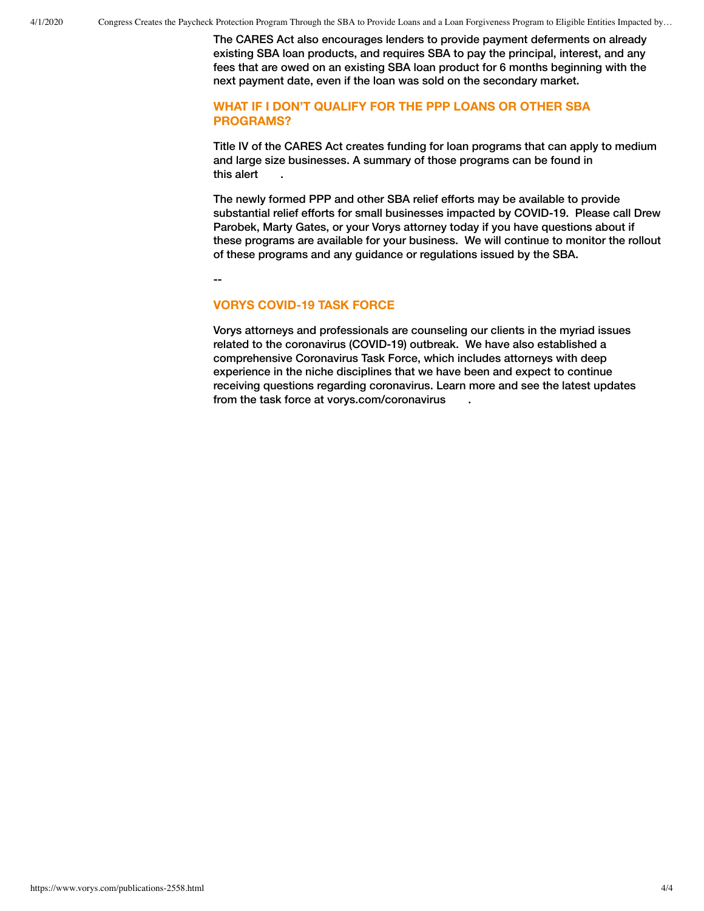The CARES Act also encourages lenders to provide payment deferments on already existing SBA loan products, and requires SBA to pay the principal, interest, and any fees that are owed on an existing SBA loan product for 6 months beginning with the next payment date, even if the loan was sold on the secondary market.

## WHAT IF I DON'T QUALIFY FOR THE PPP LOANS OR OTHER SBA PROGRAMS?

Title IV of the CARES Act creates funding for loan programs that can apply to medium and large size businesses. A summary of those programs can be found in this alert .

The newly formed PPP and other SBA relief efforts may be available to provide substantial relief efforts for small businesses impacted by COVID-19. Please call Drew Parobek, Marty Gates, or your Vorys attorney today if you have questions about if these programs are available for your business. We will continue to monitor the rollout of these programs and any guidance or regulations issued by the SBA.

--

## VORYS COVID-19 TASK FORCE

Vorys attorneys and professionals are counseling our clients in the myriad issues related to the coronavirus (COVID-19) outbreak. We have also established a comprehensive Coronavirus Task Force, which includes attorneys with deep experience in the niche disciplines that we have been and expect to continue receiving questions regarding coronavirus. Learn more and see the latest updates from the task force at vorys.com/coronavirus .